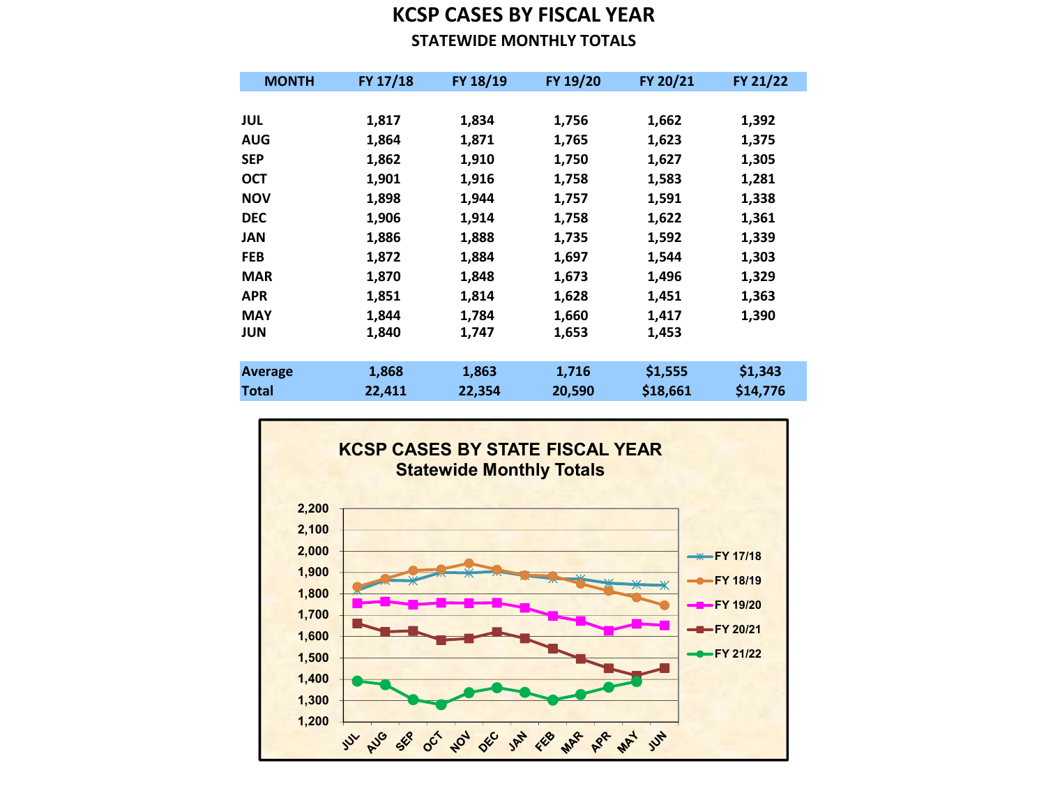# KCSP CASES BY FISCAL YEAR

## STATEWIDE MONTHLY TOTALS

| MONTH | FY 17/18 | FY 18/19 | FY 19/20 | FY 20/21 | FY 21/22 |
|---|---|---|---|---|---|
| JUL | 1,817 | 1,834 | 1,756 | 1,662 | 1,392 |
| AUG | 1,864 | 1,871 | 1,765 | 1,623 | 1,375 |
| SEP | 1,862 | 1,910 | 1,750 | 1,627 | 1,305 |
| OCT | 1,901 | 1,916 | 1,758 | 1,583 | 1,281 |
| NOV | 1,898 | 1,944 | 1,757 | 1,591 | 1,338 |
| DEC | 1,906 | 1,914 | 1,758 | 1,622 | 1,361 |
| JAN | 1,886 | 1,888 | 1,735 | 1,592 | 1,339 |
| FEB | 1,872 | 1,884 | 1,697 | 1,544 | 1,303 |
| MAR | 1,870 | 1,848 | 1,673 | 1,496 | 1,329 |
| APR | 1,851 | 1,814 | 1,628 | 1,451 | 1,363 |
| MAY | 1,844 | 1,784 | 1,660 | 1,417 | 1,390 |
| JUN | 1,840 | 1,747 | 1,653 | 1,453 | |
| **Average** | **1,868** | **1,863** | **1,716** | **$1,555** | **$1,343** |
| **Total** | **22,411** | **22,354** | **20,590** | **$18,661** | **$14,776** |

**KCSP CASES BY STATE FISCAL YEAR**
**Statewide Monthly Totals**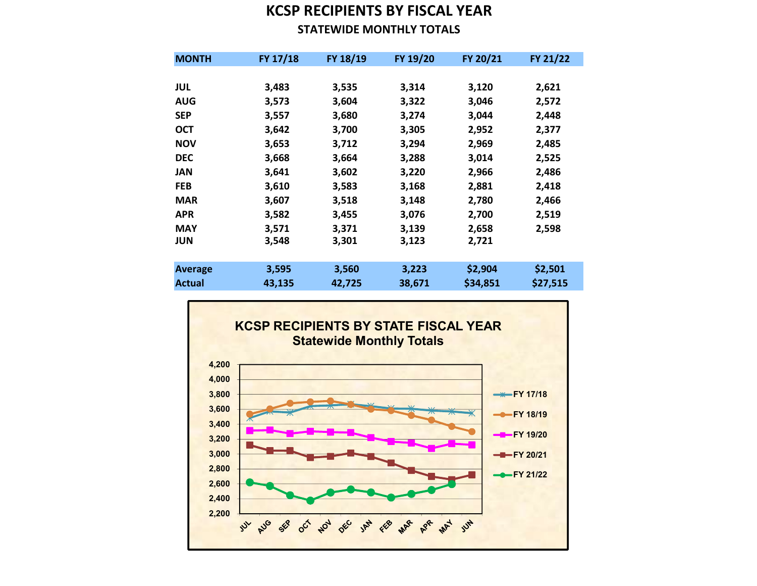# KCSP RECIPIENTS BY FISCAL YEAR

## STATEWIDE MONTHLY TOTALS

| MONTH | FY 17/18 | FY 18/19 | FY 19/20 | FY 20/21 | FY 21/22 |
|---|---|---|---|---|---|
| JUL | 3,483 | 3,535 | 3,314 | 3,120 | 2,621 |
| AUG | 3,573 | 3,604 | 3,322 | 3,046 | 2,572 |
| SEP | 3,557 | 3,680 | 3,274 | 3,044 | 2,448 |
| OCT | 3,642 | 3,700 | 3,305 | 2,952 | 2,377 |
| NOV | 3,653 | 3,712 | 3,294 | 2,969 | 2,485 |
| DEC | 3,668 | 3,664 | 3,288 | 3,014 | 2,525 |
| JAN | 3,641 | 3,602 | 3,220 | 2,966 | 2,486 |
| FEB | 3,610 | 3,583 | 3,168 | 2,881 | 2,418 |
| MAR | 3,607 | 3,518 | 3,148 | 2,780 | 2,466 |
| APR | 3,582 | 3,455 | 3,076 | 2,700 | 2,519 |
| MAY | 3,571 | 3,371 | 3,139 | 2,658 | 2,598 |
| JUN | 3,548 | 3,301 | 3,123 | 2,721 | |
| Average | 3,595 | 3,560 | 3,223 | $2,904 | $2,501 |
| Actual | 43,135 | 42,725 | 38,671 | $34,851 | $27,515 |

**KCSP RECIPIENTS BY STATE FISCAL YEAR**
**Statewide Monthly Totals**

| Month | FY 17/18 | FY 18/19 | FY 19/20 | FY 20/21 | FY 21/22 |
|---|---|---|---|---|---|
| JUL | 3,483 | 3,535 | 3,314 | 3,120 | 2,621 |
| AUG | 3,573 | 3,604 | 3,322 | 3,046 | 2,572 |
| SEP | 3,557 | 3,680 | 3,274 | 3,044 | 2,448 |
| OCT | 3,642 | 3,700 | 3,305 | 2,952 | 2,377 |
| NOV | 3,653 | 3,712 | 3,294 | 2,969 | 2,485 |
| DEC | 3,668 | 3,664 | 3,288 | 3,014 | 2,525 |
| JAN | 3,641 | 3,602 | 3,220 | 2,966 | 2,486 |
| FEB | 3,610 | 3,583 | 3,168 | 2,881 | 2,418 |
| MAR | 3,607 | 3,518 | 3,148 | 2,780 | 2,466 |
| APR | 3,582 | 3,455 | 3,076 | 2,700 | 2,519 |
| MAY | 3,571 | 3,371 | 3,139 | 2,658 | 2,598 |
| JUN | 3,548 | 3,301 | 3,123 | 2,721 | |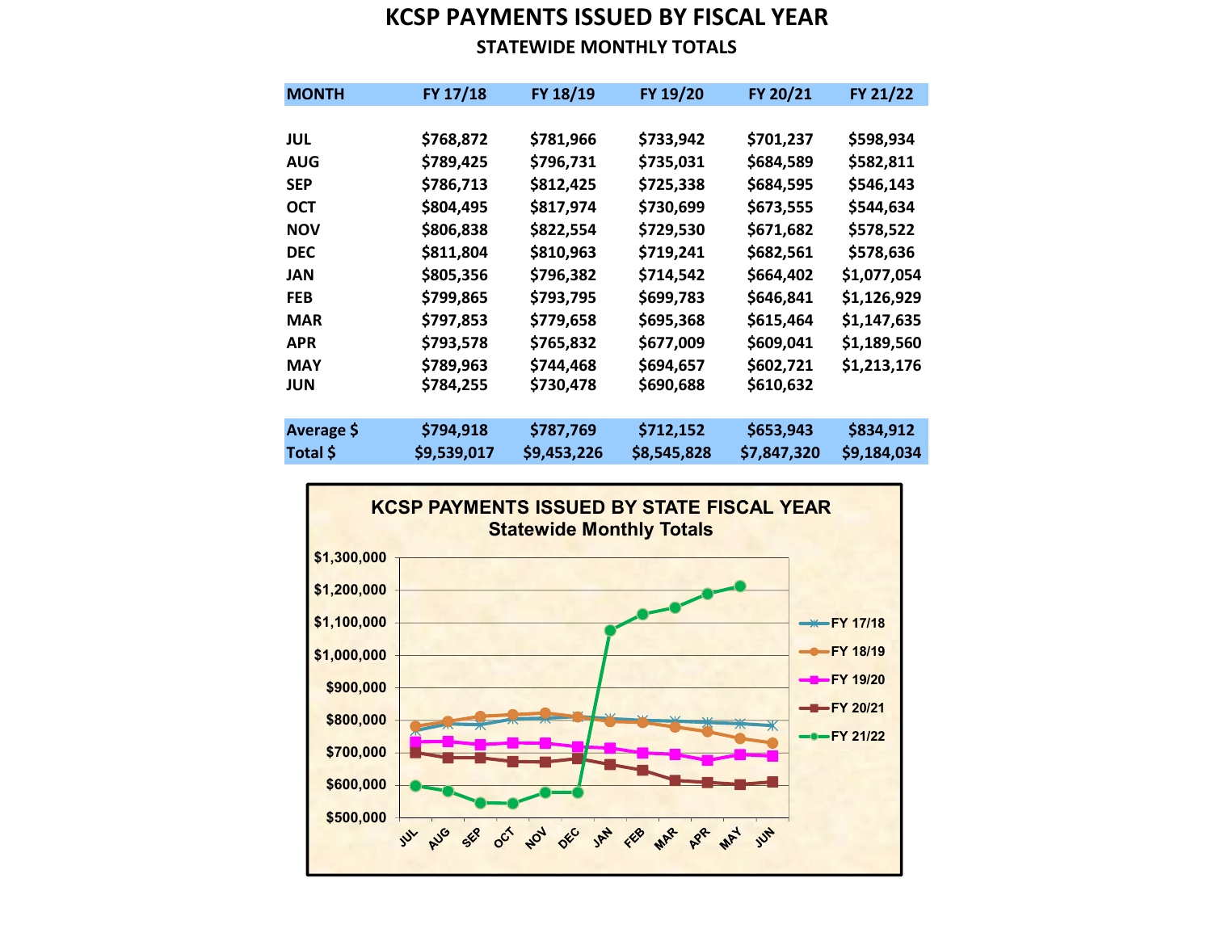# KCSP PAYMENTS ISSUED BY FISCAL YEAR

## STATEWIDE MONTHLY TOTALS

| MONTH | FY 17/18 | FY 18/19 | FY 19/20 | FY 20/21 | FY 21/22 |
|---|---|---|---|---|---|
| JUL | $768,872 | $781,966 | $733,942 | $701,237 | $598,934 |
| AUG | $789,425 | $796,731 | $735,031 | $684,589 | $582,811 |
| SEP | $786,713 | $812,425 | $725,338 | $684,595 | $546,143 |
| OCT | $804,495 | $817,974 | $730,699 | $673,555 | $544,634 |
| NOV | $806,838 | $822,554 | $729,530 | $671,682 | $578,522 |
| DEC | $811,804 | $810,963 | $719,241 | $682,561 | $578,636 |
| JAN | $805,356 | $796,382 | $714,542 | $664,402 | $1,077,054 |
| FEB | $799,865 | $793,795 | $699,783 | $646,841 | $1,126,929 |
| MAR | $797,853 | $779,658 | $695,368 | $615,464 | $1,147,635 |
| APR | $793,578 | $765,832 | $677,009 | $609,041 | $1,189,560 |
| MAY | $789,963 | $744,468 | $694,657 | $602,721 | $1,213,176 |
| JUN | $784,255 | $730,478 | $690,688 | $610,632 | |
| **Average $** | **$794,918** | **$787,769** | **$712,152** | **$653,943** | **$834,912** |
| **Total $** | **$9,539,017** | **$9,453,226** | **$8,545,828** | **$7,847,320** | **$9,184,034** |

KCSP PAYMENTS ISSUED BY STATE FISCAL YEAR
Statewide Monthly Totals

$1,300,000
$1,200,000
$1,100,000
$1,000,000
$900,000
$800,000
$700,000
$600,000
$500,000

JUL AUG SEP OCT NOV DEC JAN FEB MAR APR MAY JUN

FY 17/18
FY 18/19
FY 19/20
FY 20/21
FY 21/22